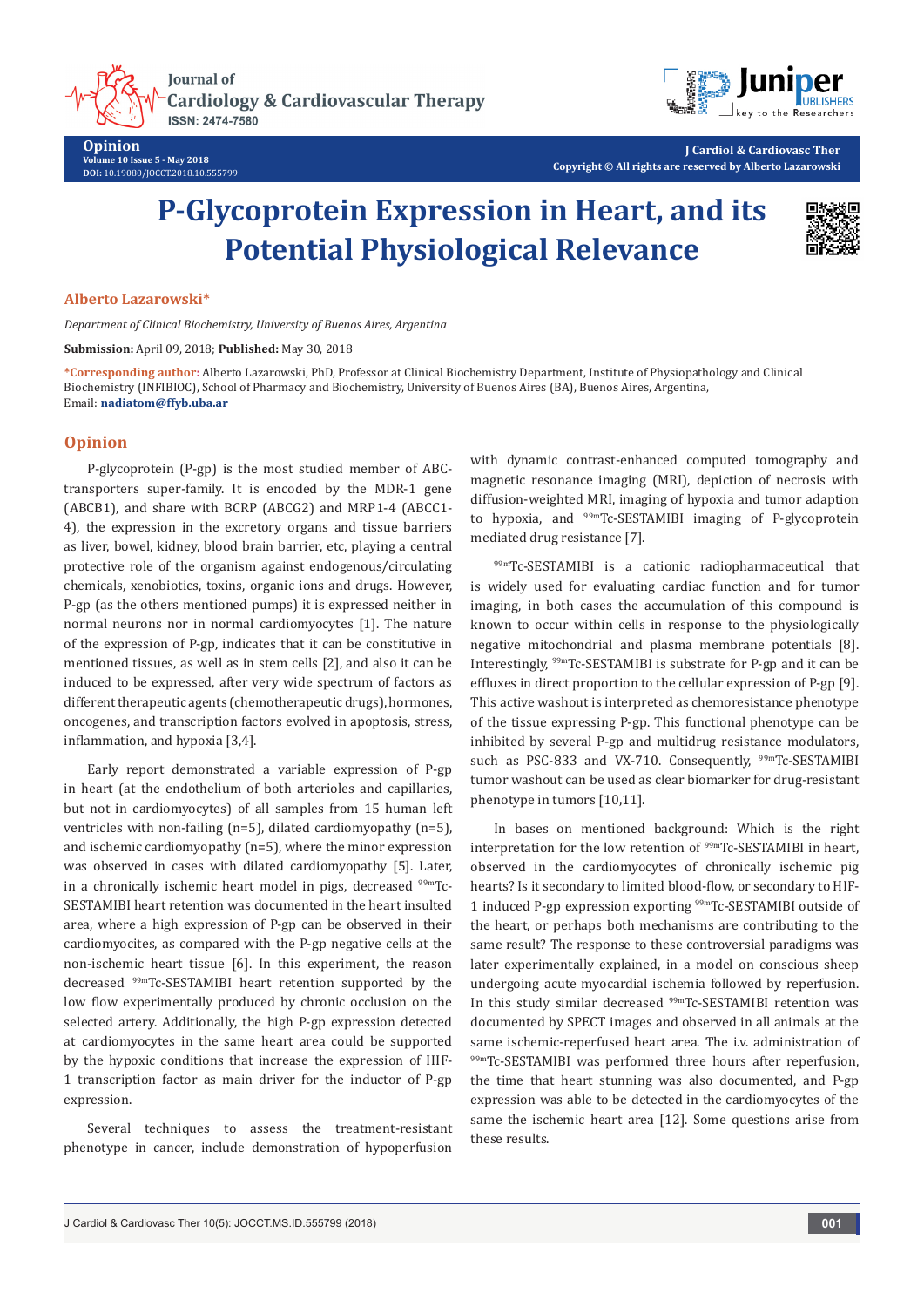# P-Glycoprotein Expression in Heart, and its Potential Physiological Relevance

**Alberto Lazarowski***

*Department of Clinical Biochemistry, University of Buenos Aires, Argentina*

**Submission:** April 09, 2018; **Published:** May 30, 2018

***Corresponding author:** Alberto Lazarowski, PhD, Professor at Clinical Biochemistry Department, Institute of Physiopathology and Clinical Biochemistry (INFIBIOC), School of Pharmacy and Biochemistry, University of Buenos Aires (BA), Buenos Aires, Argentina, Email: **nadiatom@ffyb.uba.ar**

## Opinion

P-glycoprotein (P-gp) is the most studied member of ABC-transporters super-family. It is encoded by the MDR-1 gene (ABCB1), and share with BCRP (ABCG2) and MRP1-4 (ABCC1-4), the expression in the excretory organs and tissue barriers as liver, bowel, kidney, blood brain barrier, etc, playing a central protective role of the organism against endogenous/circulating chemicals, xenobiotics, toxins, organic ions and drugs. However, P-gp (as the others mentioned pumps) it is expressed neither in normal neurons nor in normal cardiomyocytes [1]. The nature of the expression of P-gp, indicates that it can be constitutive in mentioned tissues, as well as in stem cells [2], and also it can be induced to be expressed, after very wide spectrum of factors as different therapeutic agents (chemotherapeutic drugs), hormones, oncogenes, and transcription factors evolved in apoptosis, stress, inflammation, and hypoxia [3,4].

Early report demonstrated a variable expression of P-gp in heart (at the endothelium of both arterioles and capillaries, but not in cardiomyocytes) of all samples from 15 human left ventricles with non-failing (n=5), dilated cardiomyopathy (n=5), and ischemic cardiomyopathy (n=5), where the minor expression was observed in cases with dilated cardiomyopathy [5]. Later, in a chronically ischemic heart model in pigs, decreased $^{99m}$Tc-SESTAMIBI heart retention was documented in the heart insulted area, where a high expression of P-gp can be observed in their cardiomyocites, as compared with the P-gp negative cells at the non-ischemic heart tissue [6]. In this experiment, the reason decreased $^{99m}$Tc-SESTAMIBI heart retention supported by the low flow experimentally produced by chronic occlusion on the selected artery. Additionally, the high P-gp expression detected at cardiomyocytes in the same heart area could be supported by the hypoxic conditions that increase the expression of HIF-1 transcription factor as main driver for the inductor of P-gp expression.

Several techniques to assess the treatment-resistant phenotype in cancer, include demonstration of hypoperfusion with dynamic contrast-enhanced computed tomography and magnetic resonance imaging (MRI), depiction of necrosis with diffusion-weighted MRI, imaging of hypoxia and tumor adaption to hypoxia, and $^{99m}$Tc-SESTAMIBI imaging of P-glycoprotein mediated drug resistance [7].

$^{99m}$Tc-SESTAMIBI is a cationic radiopharmaceutical that is widely used for evaluating cardiac function and for tumor imaging, in both cases the accumulation of this compound is known to occur within cells in response to the physiologically negative mitochondrial and plasma membrane potentials [8]. Interestingly, $^{99m}$Tc-SESTAMIBI is substrate for P-gp and it can be effluxes in direct proportion to the cellular expression of P-gp [9]. This active washout is interpreted as chemoresistance phenotype of the tissue expressing P-gp. This functional phenotype can be inhibited by several P-gp and multidrug resistance modulators, such as PSC-833 and VX-710. Consequently, $^{99m}$Tc-SESTAMIBI tumor washout can be used as clear biomarker for drug-resistant phenotype in tumors [10,11].

In bases on mentioned background: Which is the right interpretation for the low retention of $^{99m}$Tc-SESTAMIBI in heart, observed in the cardiomyocytes of chronically ischemic pig hearts? Is it secondary to limited blood-flow, or secondary to HIF-1 induced P-gp expression exporting $^{99m}$Tc-SESTAMIBI outside of the heart, or perhaps both mechanisms are contributing to the same result? The response to these controversial paradigms was later experimentally explained, in a model on conscious sheep undergoing acute myocardial ischemia followed by reperfusion. In this study similar decreased $^{99m}$Tc-SESTAMIBI retention was documented by SPECT images and observed in all animals at the same ischemic-reperfused heart area. The i.v. administration of $^{99m}$Tc-SESTAMIBI was performed three hours after reperfusion, the time that heart stunning was also documented, and P-gp expression was able to be detected in the cardiomyocytes of the same the ischemic heart area [12]. Some questions arise from these results.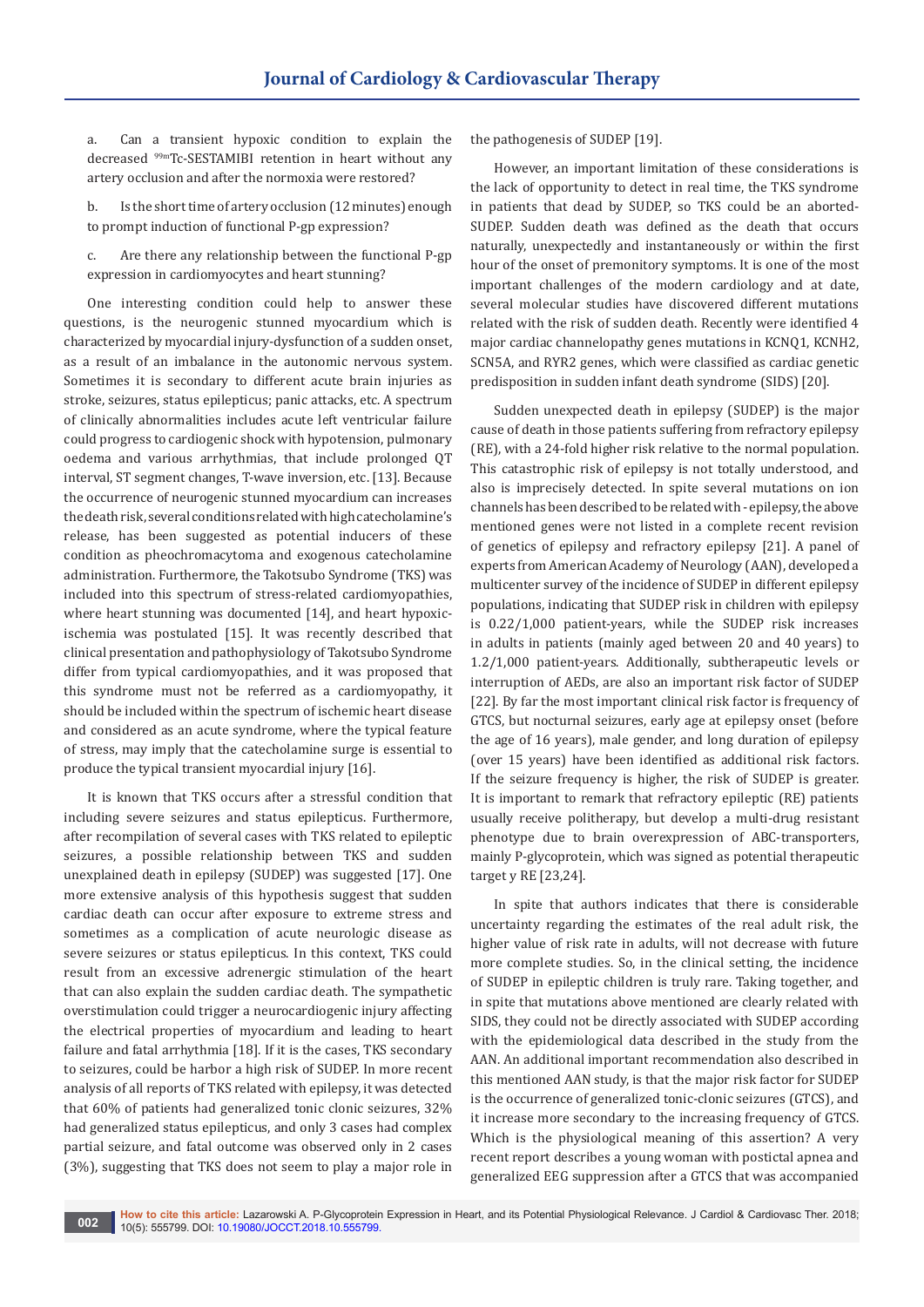a. Can a transient hypoxic condition to explain the decreased $^{99m}$Tc-SESTAMIBI retention in heart without any artery occlusion and after the normoxia were restored?

b. Is the short time of artery occlusion (12 minutes) enough to prompt induction of functional P-gp expression?

c. Are there any relationship between the functional P-gp expression in cardiomyocytes and heart stunning?

One interesting condition could help to answer these questions, is the neurogenic stunned myocardium which is characterized by myocardial injury-dysfunction of a sudden onset, as a result of an imbalance in the autonomic nervous system. Sometimes it is secondary to different acute brain injuries as stroke, seizures, status epilepticus; panic attacks, etc. A spectrum of clinically abnormalities includes acute left ventricular failure could progress to cardiogenic shock with hypotension, pulmonary oedema and various arrhythmias, that include prolonged QT interval, ST segment changes, T-wave inversion, etc. [13]. Because the occurrence of neurogenic stunned myocardium can increases the death risk, several conditions related with high catecholamine's release, has been suggested as potential inducers of these condition as pheochromocytoma and exogenous catecholamine administration. Furthermore, the Takotsubo Syndrome (TKS) was included into this spectrum of stress-related cardiomyopathies, where heart stunning was documented [14], and heart hypoxic-ischemia was postulated [15]. It was recently described that clinical presentation and pathophysiology of Takotsubo Syndrome differ from typical cardiomyopathies, and it was proposed that this syndrome must not be referred as a cardiomyopathy, it should be included within the spectrum of ischemic heart disease and considered as an acute syndrome, where the typical feature of stress, may imply that the catecholamine surge is essential to produce the typical transient myocardial injury [16].

It is known that TKS occurs after a stressful condition that including severe seizures and status epilepticus. Furthermore, after recompilation of several cases with TKS related to epileptic seizures, a possible relationship between TKS and sudden unexplained death in epilepsy (SUDEP) was suggested [17]. One more extensive analysis of this hypothesis suggest that sudden cardiac death can occur after exposure to extreme stress and sometimes as a complication of acute neurologic disease as severe seizures or status epilepticus. In this context, TKS could result from an excessive adrenergic stimulation of the heart that can also explain the sudden cardiac death. The sympathetic overstimulation could trigger a neurocardiogenic injury affecting the electrical properties of myocardium and leading to heart failure and fatal arrhythmia [18]. If it is the cases, TKS secondary to seizures, could be harbor a high risk of SUDEP. In more recent analysis of all reports of TKS related with epilepsy, it was detected that 60% of patients had generalized tonic clonic seizures, 32% had generalized status epilepticus, and only 3 cases had complex partial seizure, and fatal outcome was observed only in 2 cases (3%), suggesting that TKS does not seem to play a major role in the pathogenesis of SUDEP [19].

However, an important limitation of these considerations is the lack of opportunity to detect in real time, the TKS syndrome in patients that dead by SUDEP, so TKS could be an aborted-SUDEP. Sudden death was defined as the death that occurs naturally, unexpectedly and instantaneously or within the first hour of the onset of premonitory symptoms. It is one of the most important challenges of the modern cardiology and at date, several molecular studies have discovered different mutations related with the risk of sudden death. Recently were identified 4 major cardiac channelopathy genes mutations in KCNQ1, KCNH2, SCN5A, and RYR2 genes, which were classified as cardiac genetic predisposition in sudden infant death syndrome (SIDS) [20].

Sudden unexpected death in epilepsy (SUDEP) is the major cause of death in those patients suffering from refractory epilepsy (RE), with a 24-fold higher risk relative to the normal population. This catastrophic risk of epilepsy is not totally understood, and also is imprecisely detected. In spite several mutations on ion channels has been described to be related with - epilepsy, the above mentioned genes were not listed in a complete recent revision of genetics of epilepsy and refractory epilepsy [21]. A panel of experts from American Academy of Neurology (AAN), developed a multicenter survey of the incidence of SUDEP in different epilepsy populations, indicating that SUDEP risk in children with epilepsy is 0.22/1,000 patient-years, while the SUDEP risk increases in adults in patients (mainly aged between 20 and 40 years) to 1.2/1,000 patient-years. Additionally, subtherapeutic levels or interruption of AEDs, are also an important risk factor of SUDEP [22]. By far the most important clinical risk factor is frequency of GTCS, but nocturnal seizures, early age at epilepsy onset (before the age of 16 years), male gender, and long duration of epilepsy (over 15 years) have been identified as additional risk factors. If the seizure frequency is higher, the risk of SUDEP is greater. It is important to remark that refractory epileptic (RE) patients usually receive politherapy, but develop a multi-drug resistant phenotype due to brain overexpression of ABC-transporters, mainly P-glycoprotein, which was signed as potential therapeutic target y RE [23,24].

In spite that authors indicates that there is considerable uncertainty regarding the estimates of the real adult risk, the higher value of risk rate in adults, will not decrease with future more complete studies. So, in the clinical setting, the incidence of SUDEP in epileptic children is truly rare. Taking together, and in spite that mutations above mentioned are clearly related with SIDS, they could not be directly associated with SUDEP according with the epidemiological data described in the study from the AAN. An additional important recommendation also described in this mentioned AAN study, is that the major risk factor for SUDEP is the occurrence of generalized tonic-clonic seizures (GTCS), and it increase more secondary to the increasing frequency of GTCS. Which is the physiological meaning of this assertion? A very recent report describes a young woman with postictal apnea and generalized EEG suppression after a GTCS that was accompanied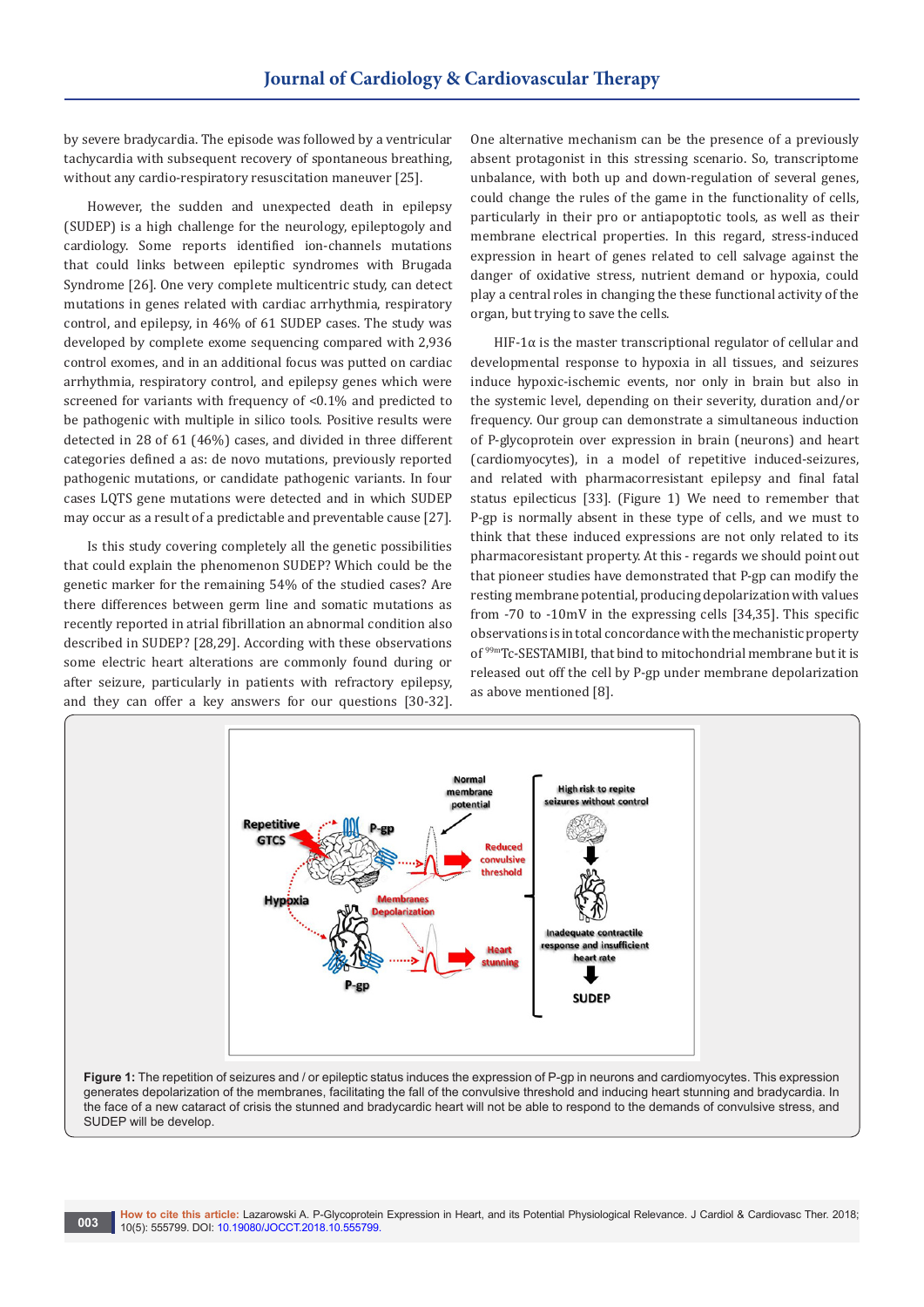by severe bradycardia. The episode was followed by a ventricular tachycardia with subsequent recovery of spontaneous breathing, without any cardio-respiratory resuscitation maneuver [25].

However, the sudden and unexpected death in epilepsy (SUDEP) is a high challenge for the neurology, epileptogoly and cardiology. Some reports identified ion-channels mutations that could links between epileptic syndromes with Brugada Syndrome [26]. One very complete multicentric study, can detect mutations in genes related with cardiac arrhythmia, respiratory control, and epilepsy, in 46% of 61 SUDEP cases. The study was developed by complete exome sequencing compared with 2,936 control exomes, and in an additional focus was putted on cardiac arrhythmia, respiratory control, and epilepsy genes which were screened for variants with frequency of <0.1% and predicted to be pathogenic with multiple in silico tools. Positive results were detected in 28 of 61 (46%) cases, and divided in three different categories defined a as: de novo mutations, previously reported pathogenic mutations, or candidate pathogenic variants. In four cases LQTS gene mutations were detected and in which SUDEP may occur as a result of a predictable and preventable cause [27].

Is this study covering completely all the genetic possibilities that could explain the phenomenon SUDEP? Which could be the genetic marker for the remaining 54% of the studied cases? Are there differences between germ line and somatic mutations as recently reported in atrial fibrillation an abnormal condition also described in SUDEP? [28,29]. According with these observations some electric heart alterations are commonly found during or after seizure, particularly in patients with refractory epilepsy, and they can offer a key answers for our questions [30-32].

One alternative mechanism can be the presence of a previously absent protagonist in this stressing scenario. So, transcriptome unbalance, with both up and down-regulation of several genes, could change the rules of the game in the functionality of cells, particularly in their pro or antiapoptotic tools, as well as their membrane electrical properties. In this regard, stress-induced expression in heart of genes related to cell salvage against the danger of oxidative stress, nutrient demand or hypoxia, could play a central roles in changing the these functional activity of the organ, but trying to save the cells.

HIF-1α is the master transcriptional regulator of cellular and developmental response to hypoxia in all tissues, and seizures induce hypoxic-ischemic events, nor only in brain but also in the systemic level, depending on their severity, duration and/or frequency. Our group can demonstrate a simultaneous induction of P-glycoprotein over expression in brain (neurons) and heart (cardiomyocytes), in a model of repetitive induced-seizures, and related with pharmacorresistant epilepsy and final fatal status epilecticus [33]. (Figure 1) We need to remember that P-gp is normally absent in these type of cells, and we must to think that these induced expressions are not only related to its pharmacoresistant property. At this - regards we should point out that pioneer studies have demonstrated that P-gp can modify the resting membrane potential, producing depolarization with values from -70 to -10mV in the expressing cells [34,35]. This specific observations is in total concordance with the mechanistic property of $^{99m}$Tc-SESTAMIBI, that bind to mitochondrial membrane but it is released out off the cell by P-gp under membrane depolarization as above mentioned [8].

Normal membrane potential

Repetitive GTCS

P-gp

Reduced convulsive threshold

Hypoxia

Membranes Depolarization

Heart stunning

P-gp

High risk to repite seizures without control

Inadequate contractile response and insufficient heart rate

SUDEP

**Figure 1:** The repetition of seizures and / or epileptic status induces the expression of P-gp in neurons and cardiomyocytes. This expression generates depolarization of the membranes, facilitating the fall of the convulsive threshold and inducing heart stunning and bradycardia. In the face of a new cataract of crisis the stunned and bradycardic heart will not be able to respond to the demands of convulsive stress, and SUDEP will be develop.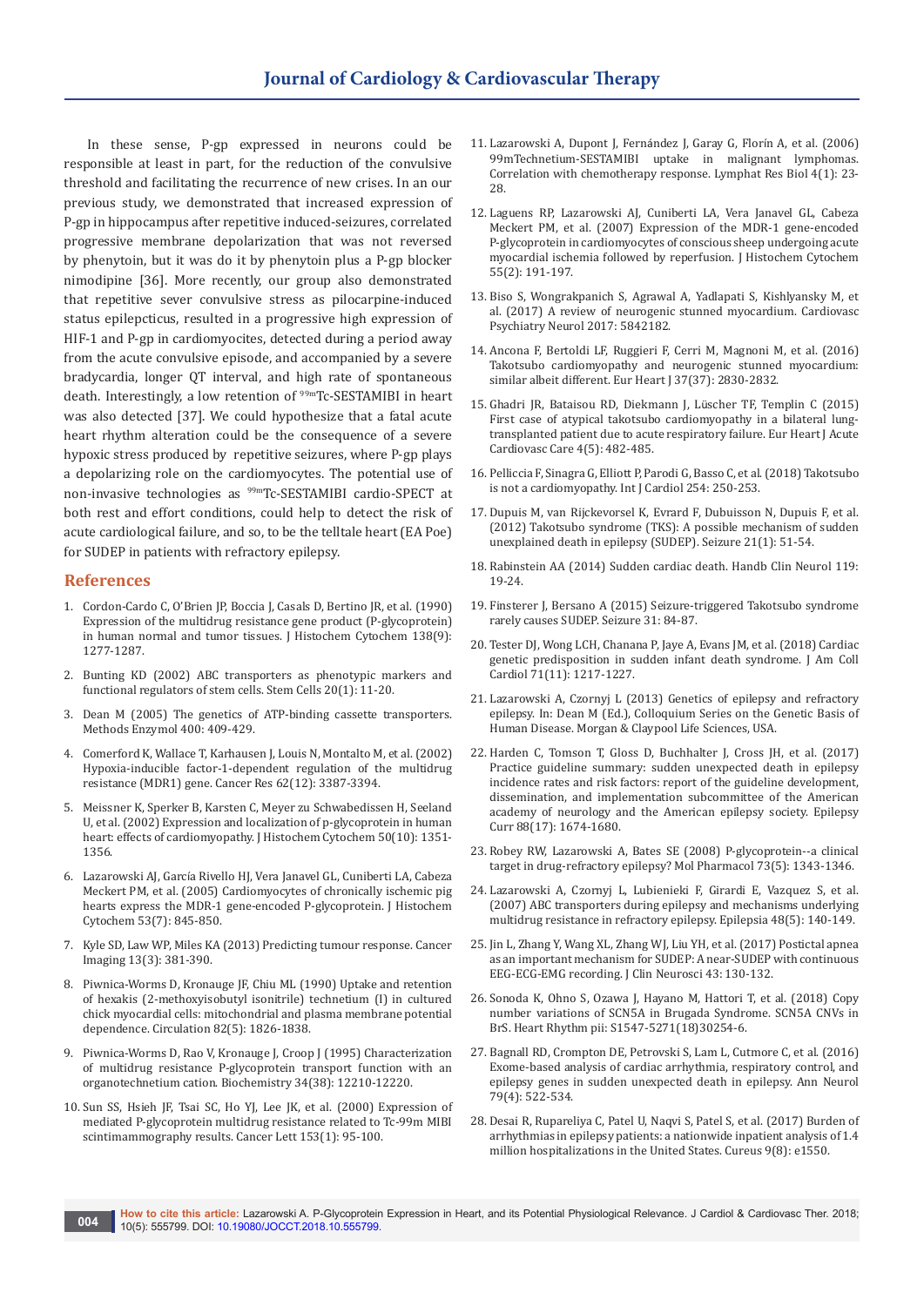In these sense, P-gp expressed in neurons could be responsible at least in part, for the reduction of the convulsive threshold and facilitating the recurrence of new crises. In an our previous study, we demonstrated that increased expression of P-gp in hippocampus after repetitive induced-seizures, correlated progressive membrane depolarization that was not reversed by phenytoin, but it was do it by phenytoin plus a P-gp blocker nimodipine [36]. More recently, our group also demonstrated that repetitive sever convulsive stress as pilocarpine-induced status epilepcticus, resulted in a progressive high expression of HIF-1 and P-gp in cardiomyocites, detected during a period away from the acute convulsive episode, and accompanied by a severe bradycardia, longer QT interval, and high rate of spontaneous death. Interestingly, a low retention of $^{99m}$Tc-SESTAMIBI in heart was also detected [37]. We could hypothesize that a fatal acute heart rhythm alteration could be the consequence of a severe hypoxic stress produced by repetitive seizures, where P-gp plays a depolarizing role on the cardiomyocytes. The potential use of non-invasive technologies as $^{99m}$Tc-SESTAMIBI cardio-SPECT at both rest and effort conditions, could help to detect the risk of acute cardiological failure, and so, to be the telltale heart (EA Poe) for SUDEP in patients with refractory epilepsy.

## References

1. Cordon-Cardo C, O'Brien JP, Boccia J, Casals D, Bertino JR, et al. (1990) Expression of the multidrug resistance gene product (P-glycoprotein) in human normal and tumor tissues. J Histochem Cytochem 138(9): 1277-1287.
2. Bunting KD (2002) ABC transporters as phenotypic markers and functional regulators of stem cells. Stem Cells 20(1): 11-20.
3. Dean M (2005) The genetics of ATP-binding cassette transporters. Methods Enzymol 400: 409-429.
4. Comerford K, Wallace T, Karhausen J, Louis N, Montalto M, et al. (2002) Hypoxia-inducible factor-1-dependent regulation of the multidrug resistance (MDR1) gene. Cancer Res 62(12): 3387-3394.
5. Meissner K, Sperker B, Karsten C, Meyer zu Schwabedissen H, Seeland U, et al. (2002) Expression and localization of p-glycoprotein in human heart: effects of cardiomyopathy. J Histochem Cytochem 50(10): 1351-1356.
6. Lazarowski AJ, García Rivello HJ, Vera Janavel GL, Cuniberti LA, Cabeza Meckert PM, et al. (2005) Cardiomyocytes of chronically ischemic pig hearts express the MDR-1 gene-encoded P-glycoprotein. J Histochem Cytochem 53(7): 845-850.
7. Kyle SD, Law WP, Miles KA (2013) Predicting tumour response. Cancer Imaging 13(3): 381-390.
8. Piwnica-Worms D, Kronauge JF, Chiu ML (1990) Uptake and retention of hexakis (2-methoxyisobutyl isonitrile) technetium (I) in cultured chick myocardial cells: mitochondrial and plasma membrane potential dependence. Circulation 82(5): 1826-1838.
9. Piwnica-Worms D, Rao V, Kronauge J, Croop J (1995) Characterization of multidrug resistance P-glycoprotein transport function with an organotechnetium cation. Biochemistry 34(38): 12210-12220.
10. Sun SS, Hsieh JF, Tsai SC, Ho YJ, Lee JK, et al. (2000) Expression of mediated P-glycoprotein multidrug resistance related to Tc-99m MIBI scintimammography results. Cancer Lett 153(1): 95-100.
11. Lazarowski A, Dupont J, Fernández J, Garay G, Florín A, et al. (2006) 99mTechnetium-SESTAMIBI uptake in malignant lymphomas. Correlation with chemotherapy response. Lymphat Res Biol 4(1): 23-28.
12. Laguens RP, Lazarowski AJ, Cuniberti LA, Vera Janavel GL, Cabeza Meckert PM, et al. (2007) Expression of the MDR-1 gene-encoded P-glycoprotein in cardiomyocytes of conscious sheep undergoing acute myocardial ischemia followed by reperfusion. J Histochem Cytochem 55(2): 191-197.
13. Biso S, Wongrakpanich S, Agrawal A, Yadlapati S, Kishlyansky M, et al. (2017) A review of neurogenic stunned myocardium. Cardiovasc Psychiatry Neurol 2017: 5842182.
14. Ancona F, Bertoldi LF, Ruggieri F, Cerri M, Magnoni M, et al. (2016) Takotsubo cardiomyopathy and neurogenic stunned myocardium: similar albeit different. Eur Heart J 37(37): 2830-2832.
15. Ghadri JR, Bataisou RD, Diekmann J, Lüscher TF, Templin C (2015) First case of atypical takotsubo cardiomyopathy in a bilateral lung-transplanted patient due to acute respiratory failure. Eur Heart J Acute Cardiovasc Care 4(5): 482-485.
16. Pelliccia F, Sinagra G, Elliott P, Parodi G, Basso C, et al. (2018) Takotsubo is not a cardiomyopathy. Int J Cardiol 254: 250-253.
17. Dupuis M, van Rijckevorsel K, Evrard F, Dubuisson N, Dupuis F, et al. (2012) Takotsubo syndrome (TKS): A possible mechanism of sudden unexplained death in epilepsy (SUDEP). Seizure 21(1): 51-54.
18. Rabinstein AA (2014) Sudden cardiac death. Handb Clin Neurol 119: 19-24.
19. Finsterer J, Bersano A (2015) Seizure-triggered Takotsubo syndrome rarely causes SUDEP. Seizure 31: 84-87.
20. Tester DJ, Wong LCH, Chanana P, Jaye A, Evans JM, et al. (2018) Cardiac genetic predisposition in sudden infant death syndrome. J Am Coll Cardiol 71(11): 1217-1227.
21. Lazarowski A, Czornyj L (2013) Genetics of epilepsy and refractory epilepsy. In: Dean M (Ed.), Colloquium Series on the Genetic Basis of Human Disease. Morgan & Claypool Life Sciences, USA.
22. Harden C, Tomson T, Gloss D, Buchhalter J, Cross JH, et al. (2017) Practice guideline summary: sudden unexpected death in epilepsy incidence rates and risk factors: report of the guideline development, dissemination, and implementation subcommittee of the American academy of neurology and the American epilepsy society. Epilepsy Curr 88(17): 1674-1680.
23. Robey RW, Lazarowski A, Bates SE (2008) P-glycoprotein--a clinical target in drug-refractory epilepsy? Mol Pharmacol 73(5): 1343-1346.
24. Lazarowski A, Czornyj L, Lubienieki F, Girardi E, Vazquez S, et al. (2007) ABC transporters during epilepsy and mechanisms underlying multidrug resistance in refractory epilepsy. Epilepsia 48(5): 140-149.
25. Jin L, Zhang Y, Wang XL, Zhang WJ, Liu YH, et al. (2017) Postictal apnea as an important mechanism for SUDEP: A near-SUDEP with continuous EEG-ECG-EMG recording. J Clin Neurosci 43: 130-132.
26. Sonoda K, Ohno S, Ozawa J, Hayano M, Hattori T, et al. (2018) Copy number variations of SCN5A in Brugada Syndrome. SCN5A CNVs in BrS. Heart Rhythm pii: S1547-5271(18)30254-6.
27. Bagnall RD, Crompton DE, Petrovski S, Lam L, Cutmore C, et al. (2016) Exome-based analysis of cardiac arrhythmia, respiratory control, and epilepsy genes in sudden unexpected death in epilepsy. Ann Neurol 79(4): 522-534.
28. Desai R, Rupareliya C, Patel U, Naqvi S, Patel S, et al. (2017) Burden of arrhythmias in epilepsy patients: a nationwide inpatient analysis of 1.4 million hospitalizations in the United States. Cureus 9(8): e1550.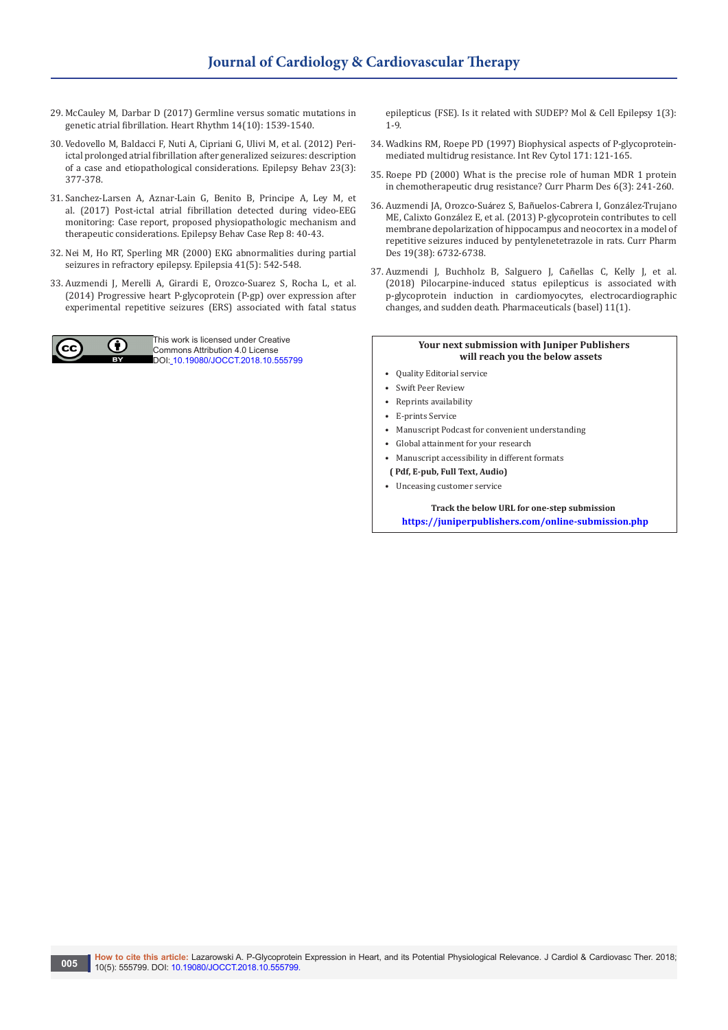29. McCauley M, Darbar D (2017) Germline versus somatic mutations in genetic atrial fibrillation. Heart Rhythm 14(10): 1539-1540.

30. Vedovello M, Baldacci F, Nuti A, Cipriani G, Ulivi M, et al. (2012) Peri-ictal prolonged atrial fibrillation after generalized seizures: description of a case and etiopathological considerations. Epilepsy Behav 23(3): 377-378.

31. Sanchez-Larsen A, Aznar-Lain G, Benito B, Principe A, Ley M, et al. (2017) Post-ictal atrial fibrillation detected during video-EEG monitoring: Case report, proposed physiopathologic mechanism and therapeutic considerations. Epilepsy Behav Case Rep 8: 40-43.

32. Nei M, Ho RT, Sperling MR (2000) EKG abnormalities during partial seizures in refractory epilepsy. Epilepsia 41(5): 542-548.

33. Auzmendi J, Merelli A, Girardi E, Orozco-Suarez S, Rocha L, et al. (2014) Progressive heart P-glycoprotein (P-gp) over expression after experimental repetitive seizures (ERS) associated with fatal status epilepticus (FSE). Is it related with SUDEP? Mol & Cell Epilepsy 1(3): 1-9.

34. Wadkins RM, Roepe PD (1997) Biophysical aspects of P-glycoprotein-mediated multidrug resistance. Int Rev Cytol 171: 121-165.

35. Roepe PD (2000) What is the precise role of human MDR 1 protein in chemotherapeutic drug resistance? Curr Pharm Des 6(3): 241-260.

36. Auzmendi JA, Orozco-Suárez S, Bañuelos-Cabrera I, González-Trujano ME, Calixto González E, et al. (2013) P-glycoprotein contributes to cell membrane depolarization of hippocampus and neocortex in a model of repetitive seizures induced by pentylenetetrazole in rats. Curr Pharm Des 19(38): 6732-6738.

37. Auzmendi J, Buchholz B, Salguero J, Cañellas C, Kelly J, et al. (2018) Pilocarpine-induced status epilepticus is associated with p-glycoprotein induction in cardiomyocytes, electrocardiographic changes, and sudden death. Pharmaceuticals (basel) 11(1).

This work is licensed under Creative Commons Attribution 4.0 License
DOI: 10.19080/JOCCT.2018.10.555799

**Your next submission with Juniper Publishers will reach you the below assets**

- Quality Editorial service
- Swift Peer Review
- Reprints availability
- E-prints Service
- Manuscript Podcast for convenient understanding
- Global attainment for your research
- Manuscript accessibility in different formats

**( Pdf, E-pub, Full Text, Audio)**

- Unceasing customer service

**Track the below URL for one-step submission**

**https://juniperpublishers.com/online-submission.php**

**How to cite this article:** Lazarowski A. P-Glycoprotein Expression in Heart, and its Potential Physiological Relevance. J Cardiol & Cardiovasc Ther. 2018; 10(5): 555799. DOI: 10.19080/JOCCT.2018.10.555799.